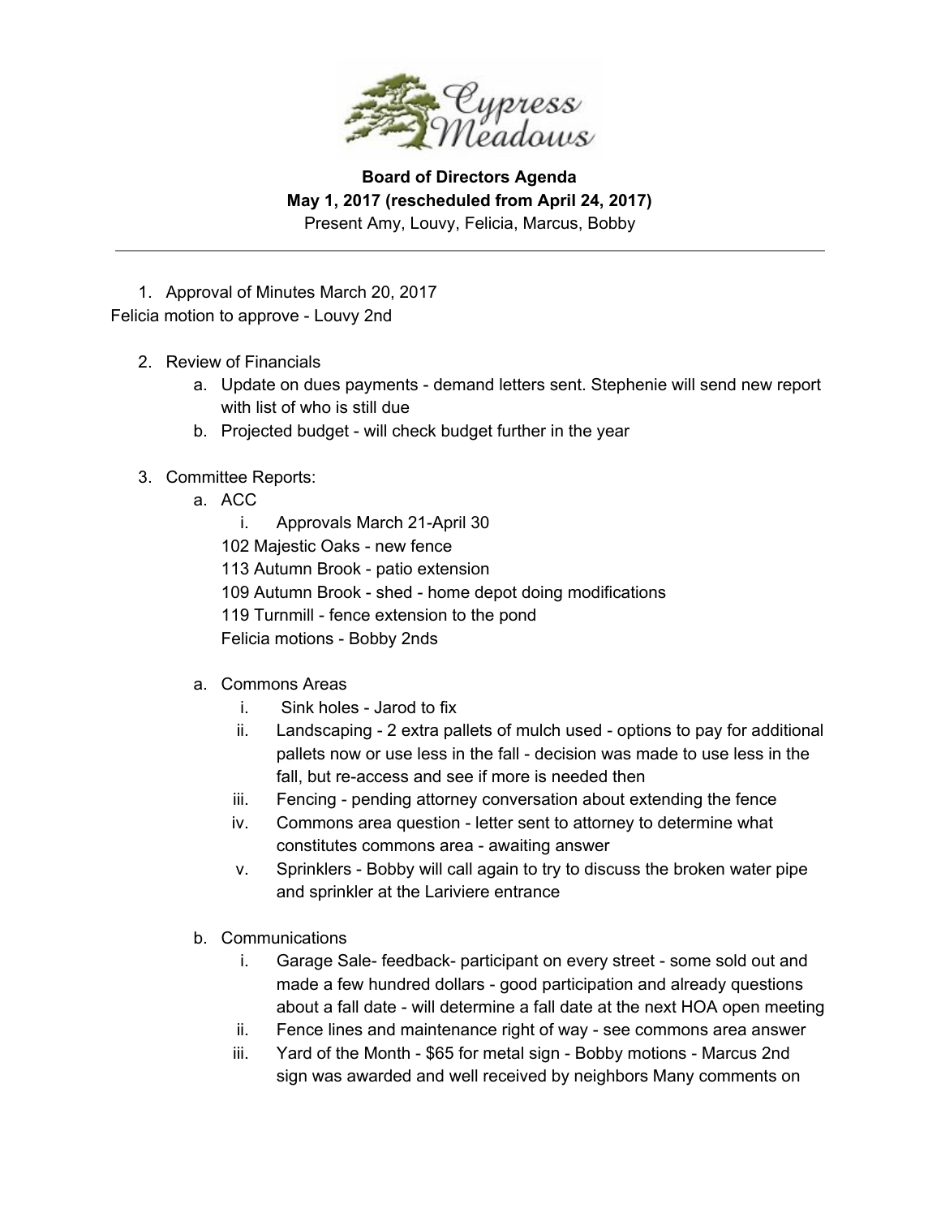Cypress Meadows

**Board of Directors Agenda**
**May 1, 2017 (rescheduled from April 24, 2017)**
Present Amy, Louvy, Felicia, Marcus, Bobby

---

1. Approval of Minutes March 20, 2017

Felicia motion to approve - Louvy 2nd

2. Review of Financials
   a. Update on dues payments - demand letters sent. Stephenie will send new report with list of who is still due
   b. Projected budget - will check budget further in the year

3. Committee Reports:
   a. ACC
      i. Approvals March 21-April 30

      102 Majestic Oaks - new fence

      113 Autumn Brook - patio extension

      109 Autumn Brook - shed - home depot doing modifications

      119 Turnmill - fence extension to the pond

      Felicia motions - Bobby 2nds

   a. Commons Areas
      i. Sink holes - Jarod to fix
      ii. Landscaping - 2 extra pallets of mulch used - options to pay for additional pallets now or use less in the fall - decision was made to use less in the fall, but re-access and see if more is needed then
      iii. Fencing - pending attorney conversation about extending the fence
      iv. Commons area question - letter sent to attorney to determine what constitutes commons area - awaiting answer
      v. Sprinklers - Bobby will call again to try to discuss the broken water pipe and sprinkler at the Lariviere entrance

   b. Communications
      i. Garage Sale- feedback- participant on every street - some sold out and made a few hundred dollars - good participation and already questions about a fall date - will determine a fall date at the next HOA open meeting
      ii. Fence lines and maintenance right of way - see commons area answer
      iii. Yard of the Month - $65 for metal sign - Bobby motions - Marcus 2nd sign was awarded and well received by neighbors Many comments on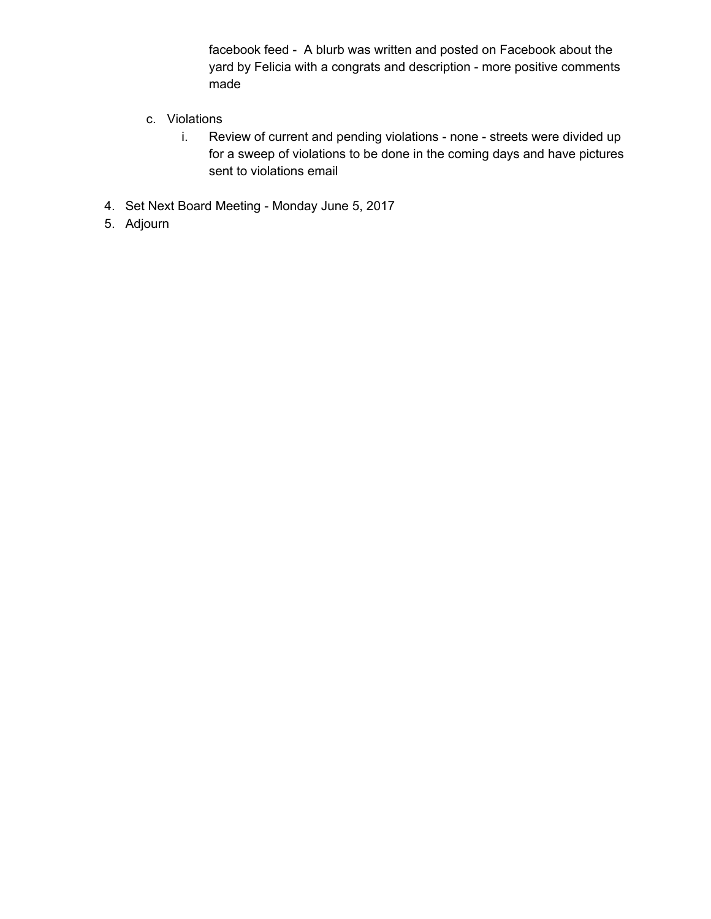facebook feed - A blurb was written and posted on Facebook about the yard by Felicia with a congrats and description - more positive comments made

c. Violations
    i. Review of current and pending violations - none - streets were divided up for a sweep of violations to be done in the coming days and have pictures sent to violations email

4. Set Next Board Meeting - Monday June 5, 2017
5. Adjourn